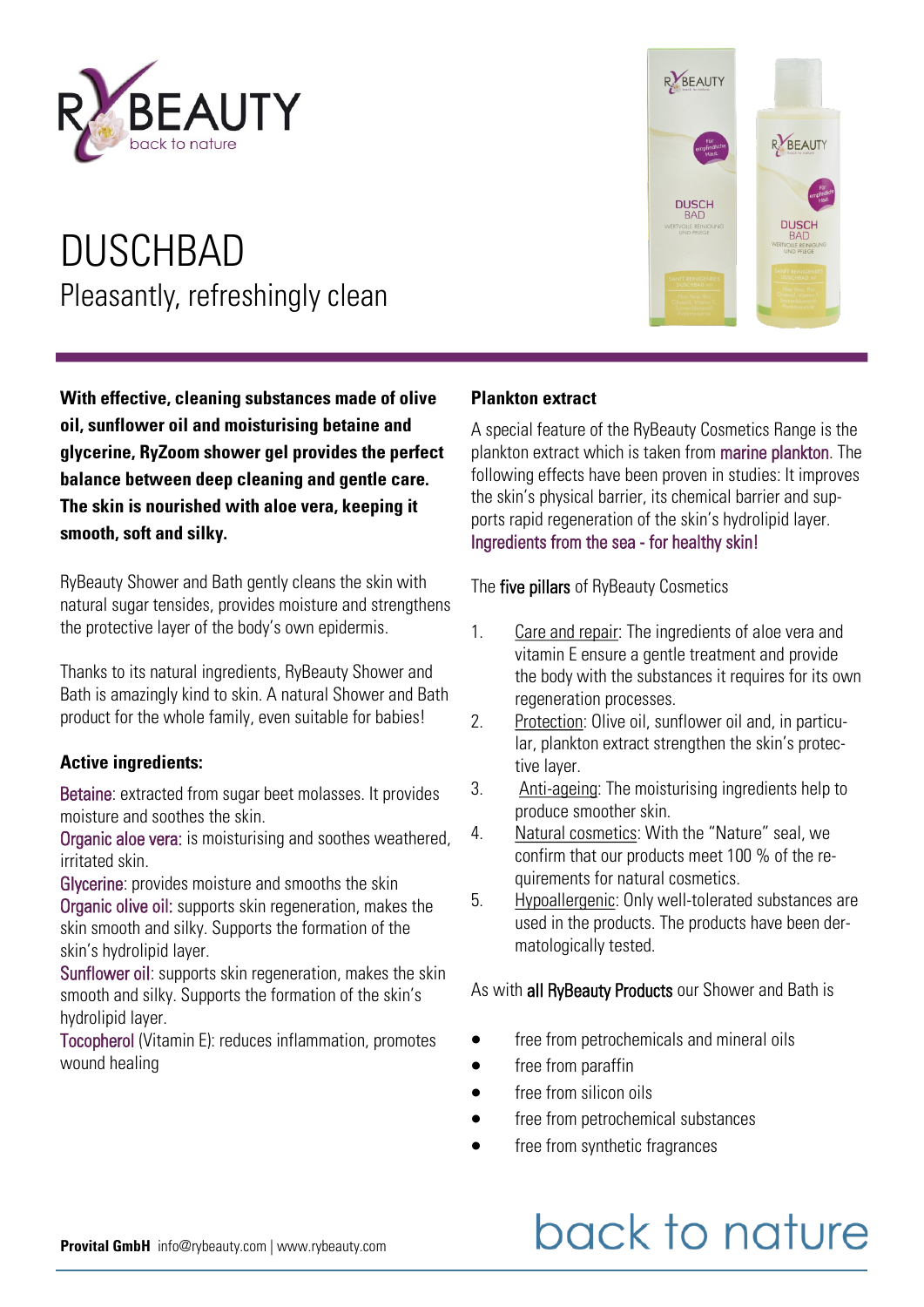RYBEAUTY
back to nature

# DUSCHBAD

## Pleasantly, refreshingly clean

**With effective, cleaning substances made of olive oil, sunflower oil and moisturising betaine and glycerine, RyZoom shower gel provides the perfect balance between deep cleaning and gentle care. The skin is nourished with aloe vera, keeping it smooth, soft and silky.**

RyBeauty Shower and Bath gently cleans the skin with natural sugar tensides, provides moisture and strengthens the protective layer of the body's own epidermis.

Thanks to its natural ingredients, RyBeauty Shower and Bath is amazingly kind to skin. A natural Shower and Bath product for the whole family, even suitable for babies!

### Active ingredients:

Betaine: extracted from sugar beet molasses. It provides moisture and soothes the skin.
Organic aloe vera: is moisturising and soothes weathered, irritated skin.
Glycerine: provides moisture and smooths the skin
Organic olive oil: supports skin regeneration, makes the skin smooth and silky. Supports the formation of the skin's hydrolipid layer.
Sunflower oil: supports skin regeneration, makes the skin smooth and silky. Supports the formation of the skin's hydrolipid layer.
Tocopherol (Vitamin E): reduces inflammation, promotes wound healing

### Plankton extract

A special feature of the RyBeauty Cosmetics Range is the plankton extract which is taken from marine plankton. The following effects have been proven in studies: It improves the skin's physical barrier, its chemical barrier and supports rapid regeneration of the skin's hydrolipid layer. Ingredients from the sea - for healthy skin!

The five pillars of RyBeauty Cosmetics

1. Care and repair: The ingredients of aloe vera and vitamin E ensure a gentle treatment and provide the body with the substances it requires for its own regeneration processes.
2. Protection: Olive oil, sunflower oil and, in particular, plankton extract strengthen the skin's protective layer.
3. Anti-ageing: The moisturising ingredients help to produce smoother skin.
4. Natural cosmetics: With the "Nature" seal, we confirm that our products meet 100 % of the requirements for natural cosmetics.
5. Hypoallergenic: Only well-tolerated substances are used in the products. The products have been dermatologically tested.

As with all RyBeauty Products our Shower and Bath is

- free from petrochemicals and mineral oils
- free from paraffin
- free from silicon oils
- free from petrochemical substances
- free from synthetic fragrances

**Provital GmbH** info@rybeauty.com | www.rybeauty.com

back to nature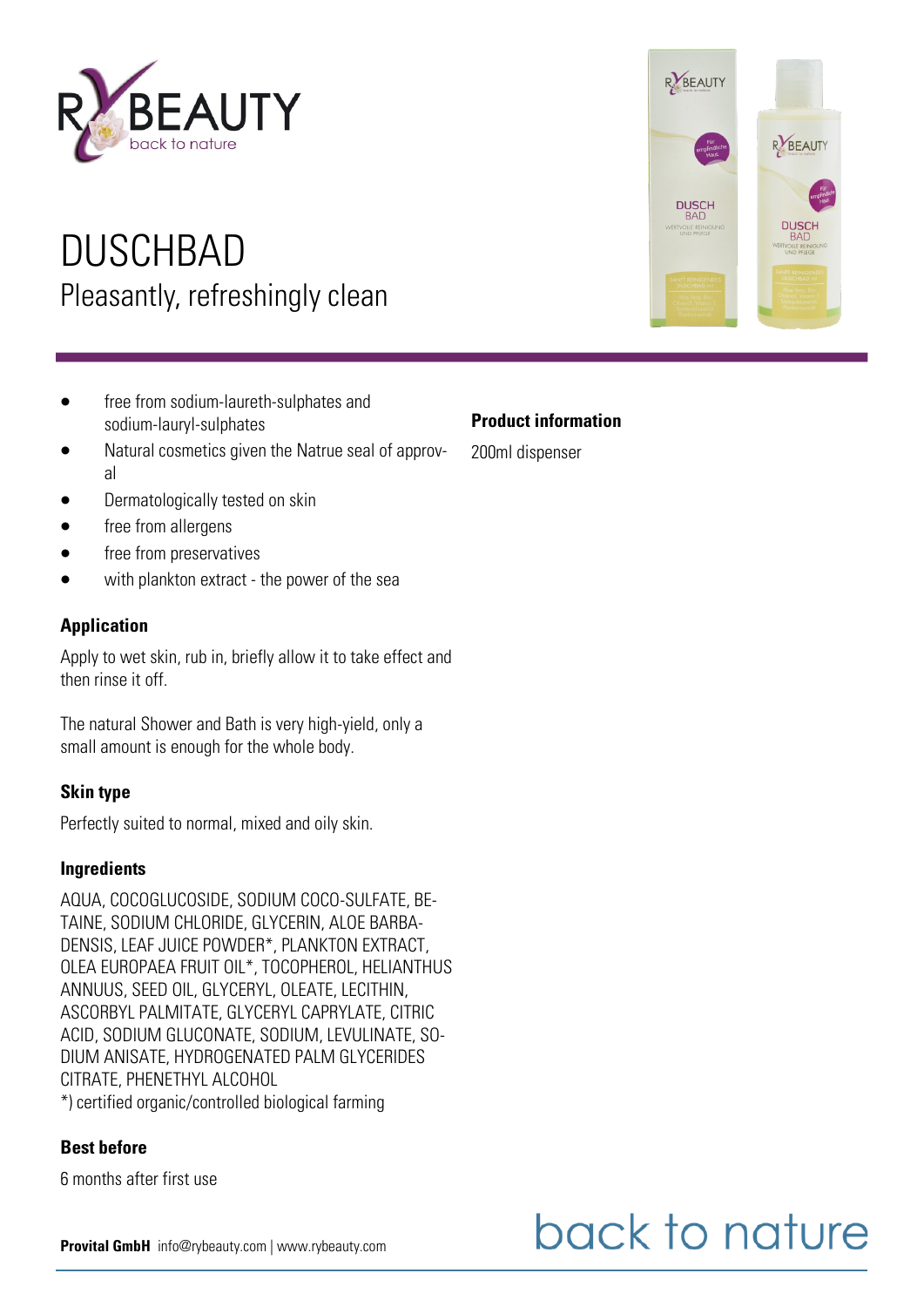# DUSCHBAD

## Pleasantly, refreshingly clean

- free from sodium-laureth-sulphates and sodium-lauryl-sulphates
- Natural cosmetics given the Natrue seal of approval
- Dermatologically tested on skin
- free from allergens
- free from preservatives
- with plankton extract - the power of the sea

### Application

Apply to wet skin, rub in, briefly allow it to take effect and then rinse it off.

The natural Shower and Bath is very high-yield, only a small amount is enough for the whole body.

### Skin type

Perfectly suited to normal, mixed and oily skin.

### Ingredients

AQUA, COCOGLUCOSIDE, SODIUM COCO-SULFATE, BETAINE, SODIUM CHLORIDE, GLYCERIN, ALOE BARBADENSIS, LEAF JUICE POWDER*, PLANKTON EXTRACT, OLEA EUROPAEA FRUIT OIL*, TOCOPHEROL, HELIANTHUS ANNUUS, SEED OIL, GLYCERYL, OLEATE, LECITHIN, ASCORBYL PALMITATE, GLYCERYL CAPRYLATE, CITRIC ACID, SODIUM GLUCONATE, SODIUM, LEVULINATE, SODIUM ANISATE, HYDROGENATED PALM GLYCERIDES CITRATE, PHENETHYL ALCOHOL
*) certified organic/controlled biological farming

### Best before

6 months after first use

### Product information

200ml dispenser

**Provital GmbH** info@rybeauty.com | www.rybeauty.com

back to nature